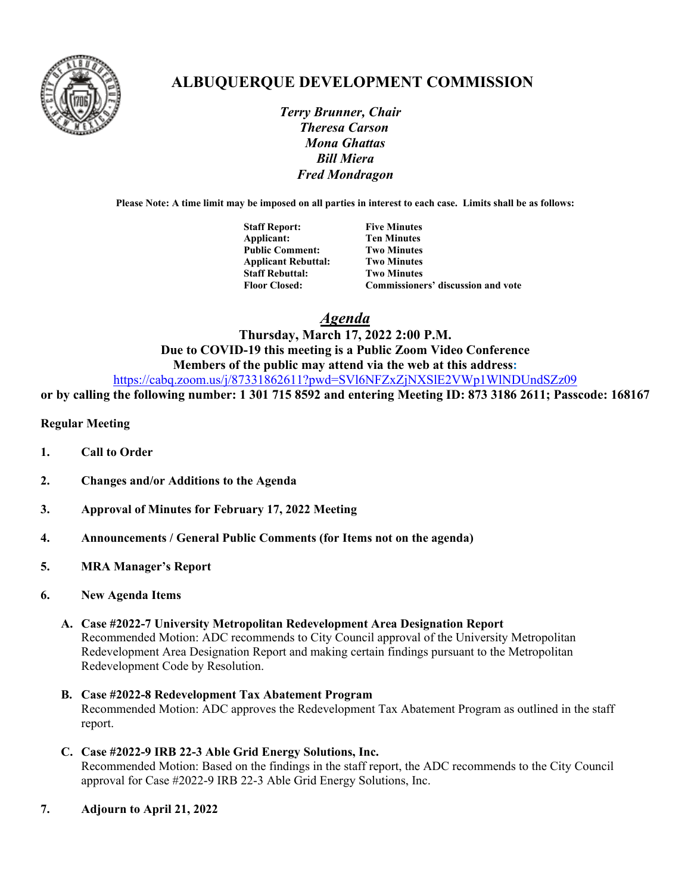# ALBUQUERQUE DEVELOPMENT COMMISSION

***Terry Brunner, Chair***
***Theresa Carson***
***Mona Ghattas***
***Bill Miera***
***Fred Mondragon***

**Please Note: A time limit may be imposed on all parties in interest to each case. Limits shall be as follows:**

| | |
|---|---|
| **Staff Report:** | **Five Minutes** |
| **Applicant:** | **Ten Minutes** |
| **Public Comment:** | **Two Minutes** |
| **Applicant Rebuttal:** | **Two Minutes** |
| **Staff Rebuttal:** | **Two Minutes** |
| **Floor Closed:** | **Commissioners' discussion and vote** |

## ***Agenda***

**Thursday, March 17, 2022 2:00 P.M.**
**Due to COVID-19 this meeting is a Public Zoom Video Conference**
**Members of the public may attend via the web at this address:**
https://cabq.zoom.us/j/87331862611?pwd=SVl6NFZxZjNXSlE2VWp1WlNDUndSZz09
**or by calling the following number: 1 301 715 8592 and entering Meeting ID: 873 3186 2611; Passcode: 168167**

**Regular Meeting**

1. **Call to Order**

2. **Changes and/or Additions to the Agenda**

3. **Approval of Minutes for February 17, 2022 Meeting**

4. **Announcements / General Public Comments (for Items not on the agenda)**

5. **MRA Manager's Report**

6. **New Agenda Items**

   A. **Case #2022-7 University Metropolitan Redevelopment Area Designation Report**
   Recommended Motion: ADC recommends to City Council approval of the University Metropolitan Redevelopment Area Designation Report and making certain findings pursuant to the Metropolitan Redevelopment Code by Resolution.

   B. **Case #2022-8 Redevelopment Tax Abatement Program**
   Recommended Motion: ADC approves the Redevelopment Tax Abatement Program as outlined in the staff report.

   C. **Case #2022-9 IRB 22-3 Able Grid Energy Solutions, Inc.**
   Recommended Motion: Based on the findings in the staff report, the ADC recommends to the City Council approval for Case #2022-9 IRB 22-3 Able Grid Energy Solutions, Inc.

7. **Adjourn to April 21, 2022**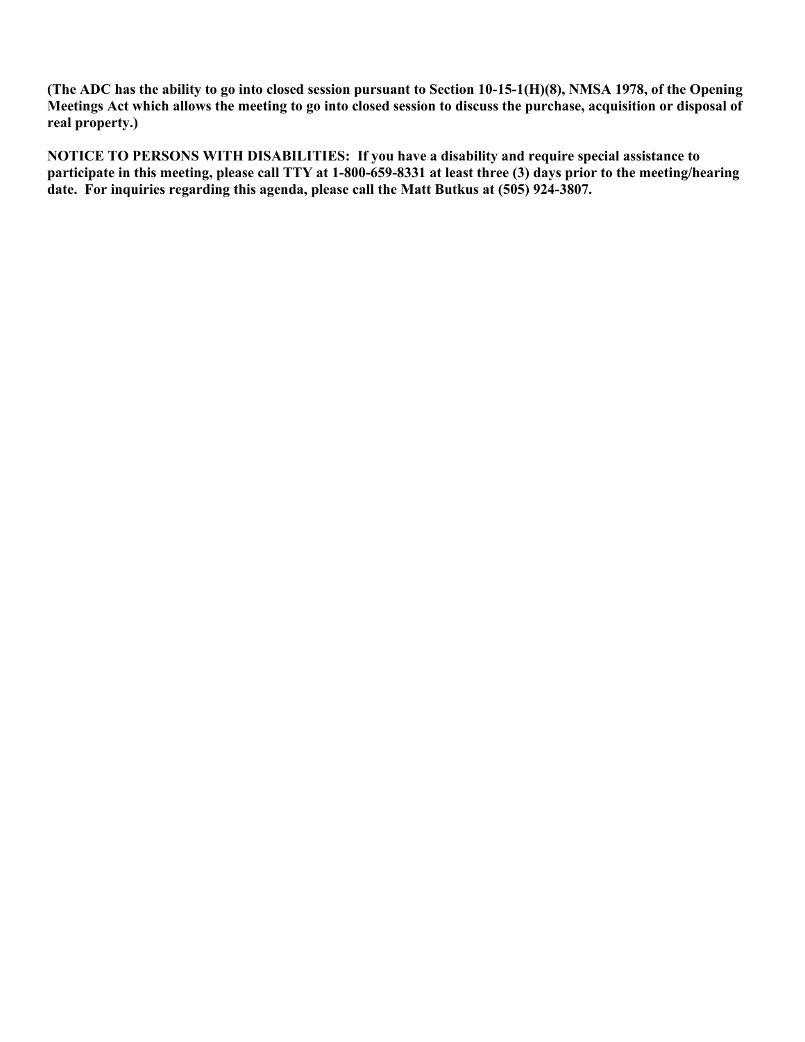**(The ADC has the ability to go into closed session pursuant to Section 10-15-1(H)(8), NMSA 1978, of the Opening Meetings Act which allows the meeting to go into closed session to discuss the purchase, acquisition or disposal of real property.)**

**NOTICE TO PERSONS WITH DISABILITIES: If you have a disability and require special assistance to participate in this meeting, please call TTY at 1-800-659-8331 at least three (3) days prior to the meeting/hearing date. For inquiries regarding this agenda, please call the Matt Butkus at (505) 924-3807.**